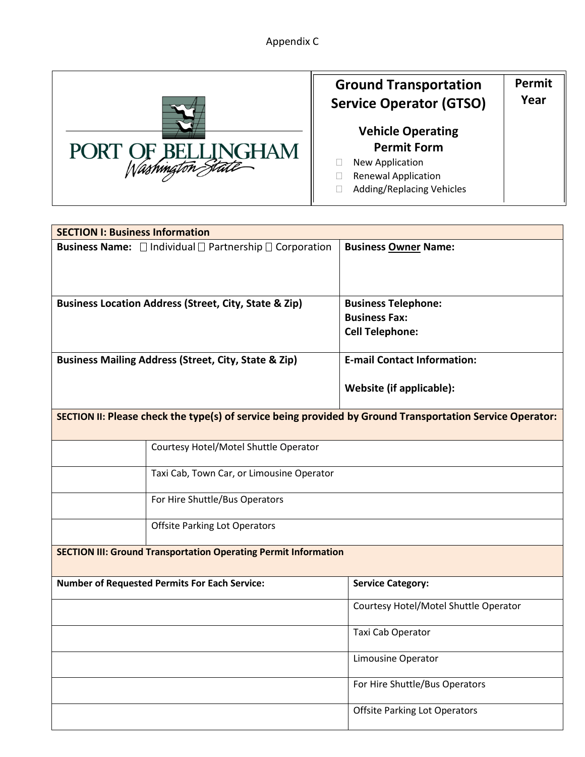Appendix C

PORT OF BELLINGHAM
Washington State

# Ground Transportation Service Operator (GTSO)

## Vehicle Operating Permit Form

- ☐ New Application
- ☐ Renewal Application
- ☐ Adding/Replacing Vehicles

**Permit Year**

| **SECTION I: Business Information** | |
|---|---|
| **Business Name:** ☐ Individual ☐ Partnership ☐ Corporation | **Business Owner Name:** |
| **Business Location Address (Street, City, State & Zip)** | **Business Telephone:**<br>**Business Fax:**<br>**Cell Telephone:** |
| **Business Mailing Address (Street, City, State & Zip)** | **E-mail Contact Information:**<br><br>**Website (if applicable):** |

| **SECTION II: Please check the type(s) of service being provided by Ground Transportation Service Operator:** | |
|---|---|
| | Courtesy Hotel/Motel Shuttle Operator |
| | Taxi Cab, Town Car, or Limousine Operator |
| | For Hire Shuttle/Bus Operators |
| | Offsite Parking Lot Operators |

| **SECTION III: Ground Transportation Operating Permit Information** | |
|---|---|
| **Number of Requested Permits For Each Service:** | **Service Category:** |
| | Courtesy Hotel/Motel Shuttle Operator |
| | Taxi Cab Operator |
| | Limousine Operator |
| | For Hire Shuttle/Bus Operators |
| | Offsite Parking Lot Operators |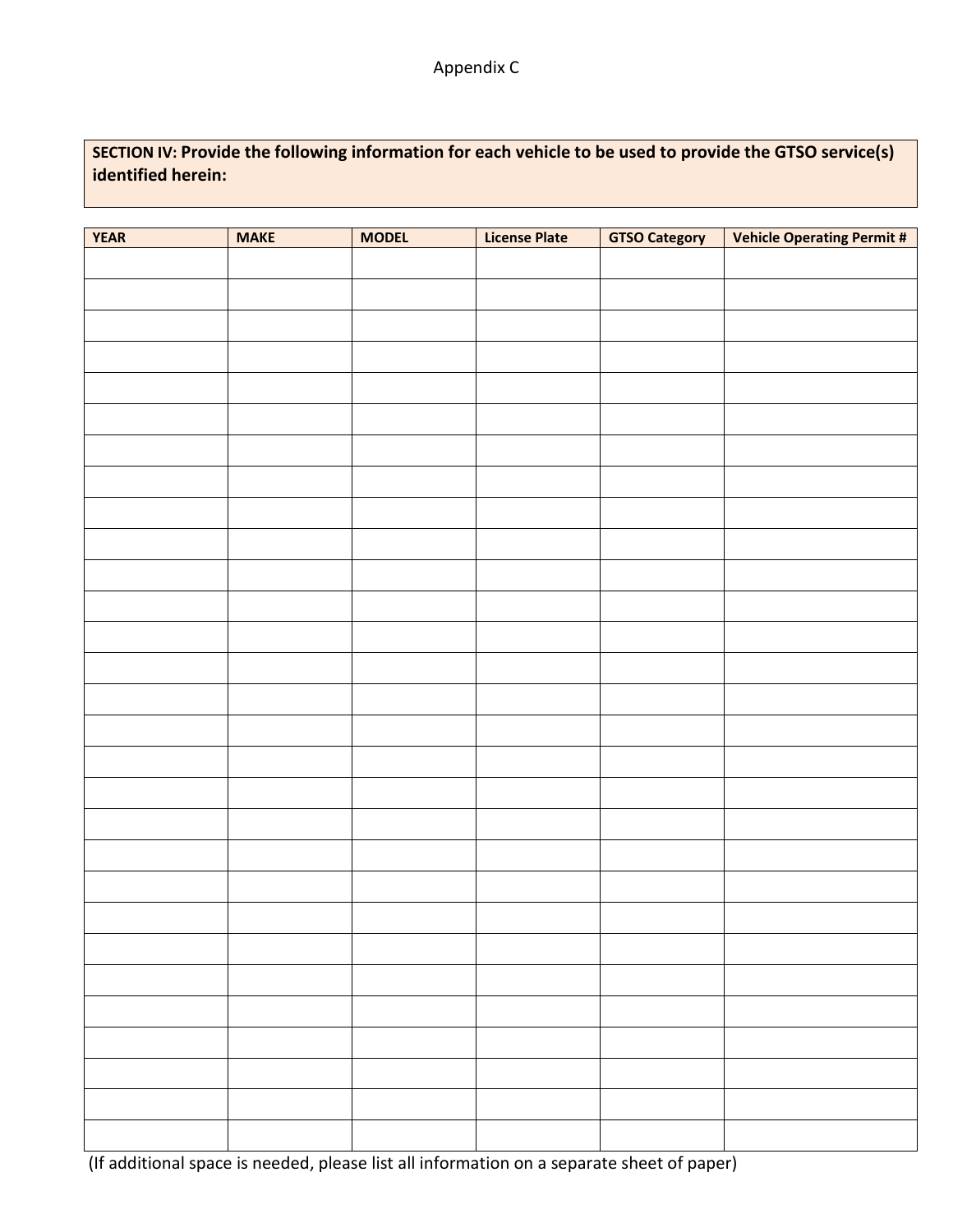Appendix C

**SECTION IV: Provide the following information for each vehicle to be used to provide the GTSO service(s) identified herein:**

| YEAR | MAKE | MODEL | License Plate | GTSO Category | Vehicle Operating Permit # |
|---|---|---|---|---|---|
| | | | | | |
| | | | | | |
| | | | | | |
| | | | | | |
| | | | | | |
| | | | | | |
| | | | | | |
| | | | | | |
| | | | | | |
| | | | | | |
| | | | | | |
| | | | | | |
| | | | | | |
| | | | | | |
| | | | | | |
| | | | | | |
| | | | | | |
| | | | | | |
| | | | | | |
| | | | | | |
| | | | | | |
| | | | | | |
| | | | | | |
| | | | | | |
| | | | | | |
| | | | | | |
| | | | | | |
| | | | | | |
| | | | | | |

(If additional space is needed, please list all information on a separate sheet of paper)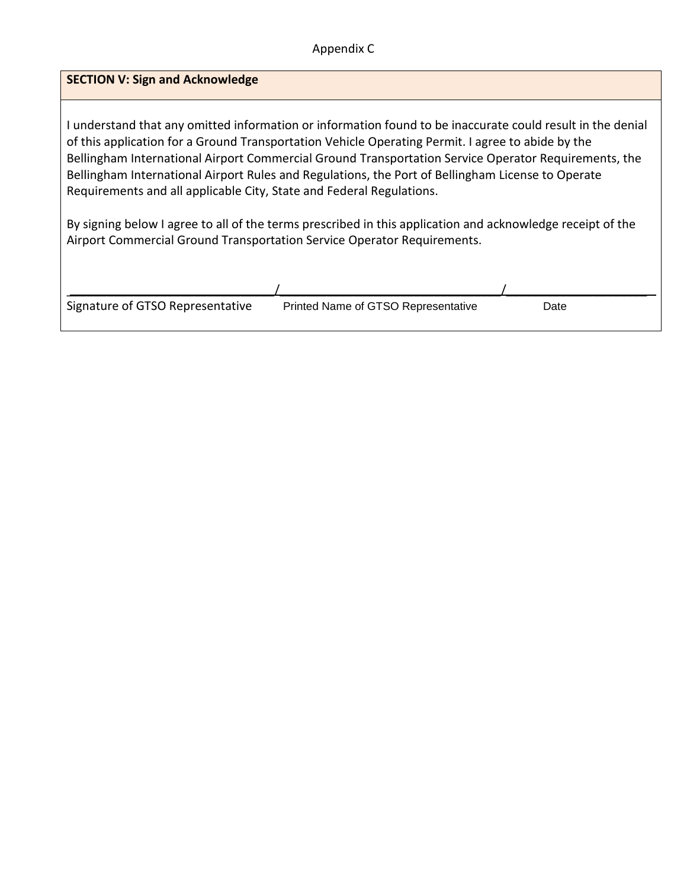Appendix C

**SECTION V: Sign and Acknowledge**

I understand that any omitted information or information found to be inaccurate could result in the denial of this application for a Ground Transportation Vehicle Operating Permit. I agree to abide by the Bellingham International Airport Commercial Ground Transportation Service Operator Requirements, the Bellingham International Airport Rules and Regulations, the Port of Bellingham License to Operate Requirements and all applicable City, State and Federal Regulations.

By signing below I agree to all of the terms prescribed in this application and acknowledge receipt of the Airport Commercial Ground Transportation Service Operator Requirements.

______________________________/________________________________/_____________________

Signature of GTSO Representative / Printed Name of GTSO Representative / Date